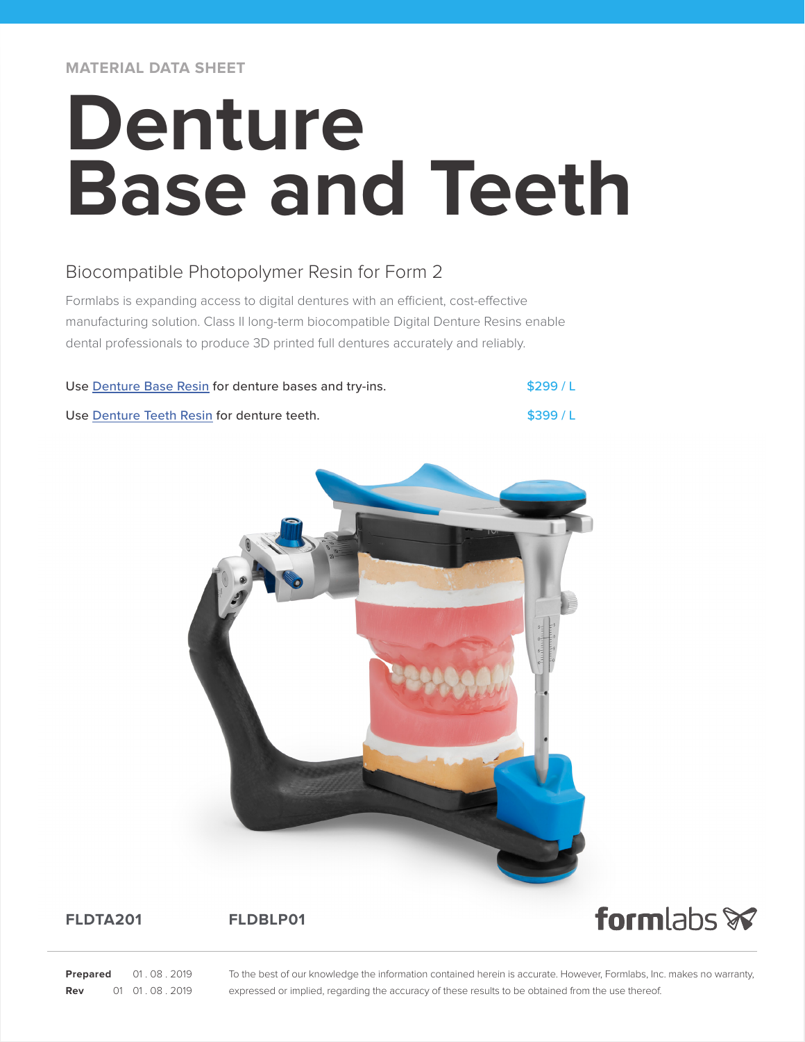MATERIAL DATA SHEET

# Denture Base and Teeth

## Biocompatible Photopolymer Resin for Form 2

Formlabs is expanding access to digital dentures with an efficient, cost-effective manufacturing solution. Class II long-term biocompatible Digital Denture Resins enable dental professionals to produce 3D printed full dentures accurately and reliably.

| | |
|---|---|
| Use Denture Base Resin for denture bases and try-ins. | $299 / L |
| Use Denture Teeth Resin for denture teeth. | $399 / L |

**FLDTA201** **FLDBLP01**

formlabs

**Prepared** 01 . 08 . 2019
**Rev** 01 01 . 08 . 2019

To the best of our knowledge the information contained herein is accurate. However, Formlabs, Inc. makes no warranty, expressed or implied, regarding the accuracy of these results to be obtained from the use thereof.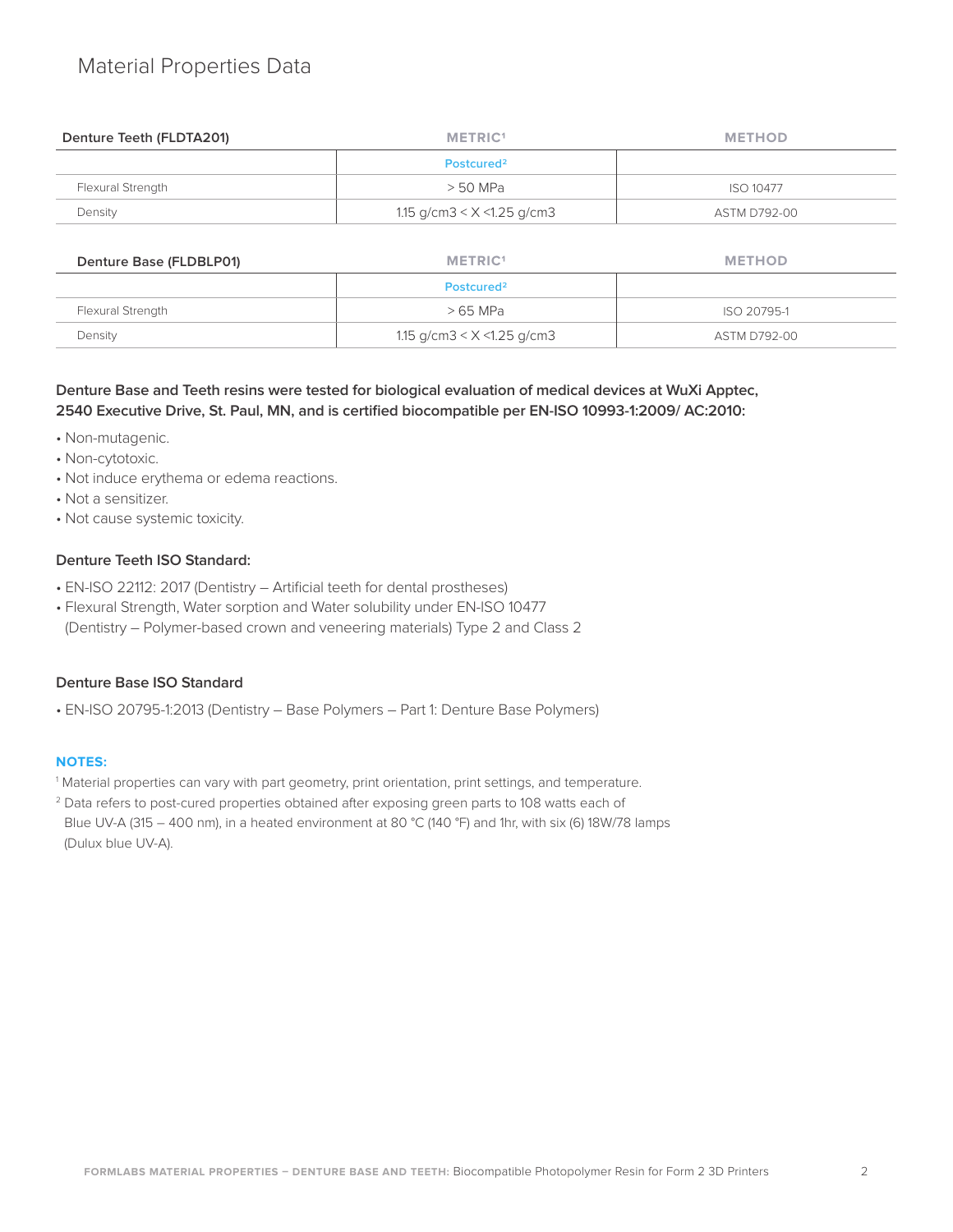# Material Properties Data

| Denture Teeth (FLDTA201) | METRIC[1] | METHOD |
|---|---|---|
| | Postcured[2] | |
| Flexural Strength | > 50 MPa | ISO 10477 |
| Density | 1.15 g/cm3 < X <1.25 g/cm3 | ASTM D792-00 |

| Denture Base (FLDBLP01) | METRIC[1] | METHOD |
|---|---|---|
| | Postcured[2] | |
| Flexural Strength | > 65 MPa | ISO 20795-1 |
| Density | 1.15 g/cm3 < X <1.25 g/cm3 | ASTM D792-00 |

**Denture Base and Teeth resins were tested for biological evaluation of medical devices at WuXi Apptec, 2540 Executive Drive, St. Paul, MN, and is certified biocompatible per EN-ISO 10993-1:2009/ AC:2010:**

- Non-mutagenic.
- Non-cytotoxic.
- Not induce erythema or edema reactions.
- Not a sensitizer.
- Not cause systemic toxicity.

**Denture Teeth ISO Standard:**

- EN-ISO 22112: 2017 (Dentistry – Artificial teeth for dental prostheses)
- Flexural Strength, Water sorption and Water solubility under EN-ISO 10477 (Dentistry – Polymer-based crown and veneering materials) Type 2 and Class 2

**Denture Base ISO Standard**

- EN-ISO 20795-1:2013 (Dentistry – Base Polymers – Part 1: Denture Base Polymers)

**NOTES:**

[1] Material properties can vary with part geometry, print orientation, print settings, and temperature.

[2] Data refers to post-cured properties obtained after exposing green parts to 108 watts each of Blue UV-A (315 – 400 nm), in a heated environment at 80 °C (140 °F) and 1hr, with six (6) 18W/78 lamps (Dulux blue UV-A).